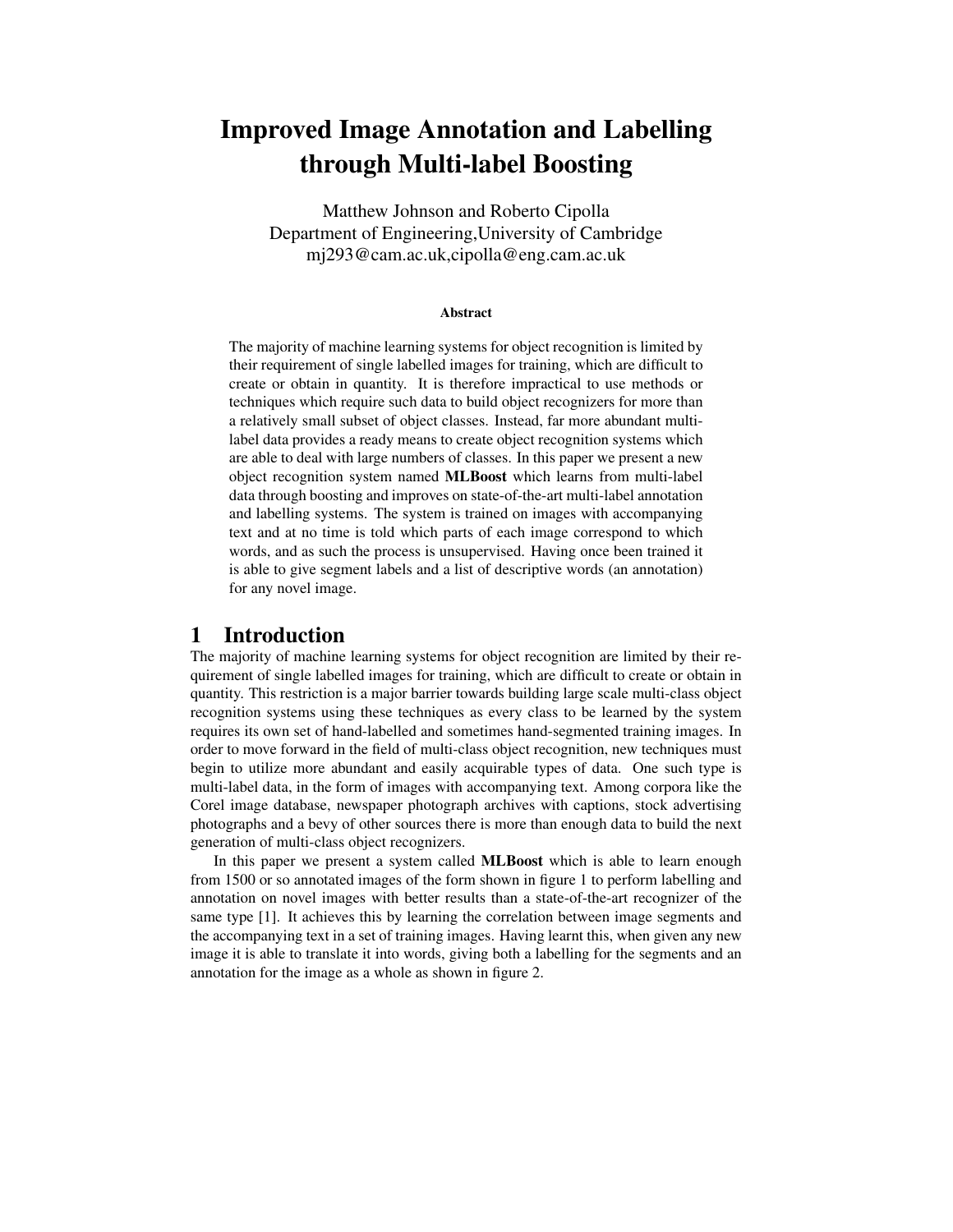# Improved Image Annotation and Labelling through Multi-label Boosting

Matthew Johnson and Roberto Cipolla
Department of Engineering,University of Cambridge
mj293@cam.ac.uk,cipolla@eng.cam.ac.uk

**Abstract**

The majority of machine learning systems for object recognition is limited by their requirement of single labelled images for training, which are difficult to create or obtain in quantity. It is therefore impractical to use methods or techniques which require such data to build object recognizers for more than a relatively small subset of object classes. Instead, far more abundant multi-label data provides a ready means to create object recognition systems which are able to deal with large numbers of classes. In this paper we present a new object recognition system named **MLBoost** which learns from multi-label data through boosting and improves on state-of-the-art multi-label annotation and labelling systems. The system is trained on images with accompanying text and at no time is told which parts of each image correspond to which words, and as such the process is unsupervised. Having once been trained it is able to give segment labels and a list of descriptive words (an annotation) for any novel image.

## 1 Introduction

The majority of machine learning systems for object recognition are limited by their requirement of single labelled images for training, which are difficult to create or obtain in quantity. This restriction is a major barrier towards building large scale multi-class object recognition systems using these techniques as every class to be learned by the system requires its own set of hand-labelled and sometimes hand-segmented training images. In order to move forward in the field of multi-class object recognition, new techniques must begin to utilize more abundant and easily acquirable types of data. One such type is multi-label data, in the form of images with accompanying text. Among corpora like the Corel image database, newspaper photograph archives with captions, stock advertising photographs and a bevy of other sources there is more than enough data to build the next generation of multi-class object recognizers.

In this paper we present a system called **MLBoost** which is able to learn enough from 1500 or so annotated images of the form shown in figure 1 to perform labelling and annotation on novel images with better results than a state-of-the-art recognizer of the same type [1]. It achieves this by learning the correlation between image segments and the accompanying text in a set of training images. Having learnt this, when given any new image it is able to translate it into words, giving both a labelling for the segments and an annotation for the image as a whole as shown in figure 2.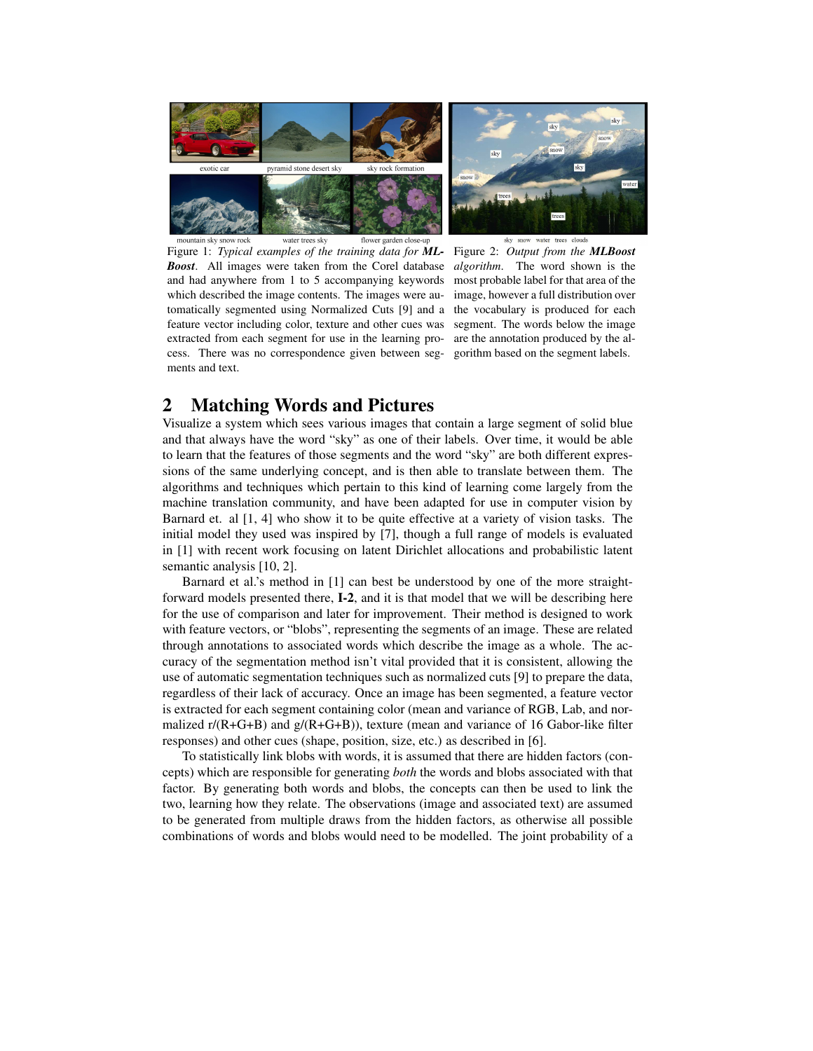exotic car | pyramid stone desert sky | sky rock formation

mountain sky snow rock | water trees sky | flower garden close-up

Figure 1: *Typical examples of the training data for **MLBoost***. All images were taken from the Corel database and had anywhere from 1 to 5 accompanying keywords which described the image contents. The images were automatically segmented using Normalized Cuts [9] and a feature vector including color, texture and other cues was extracted from each segment for use in the learning process. There was no correspondence given between segments and text.

sky snow water trees clouds

Figure 2: *Output from the **MLBoost** algorithm*. The word shown is the most probable label for that area of the image, however a full distribution over the vocabulary is produced for each segment. The words below the image are the annotation produced by the algorithm based on the segment labels.

## 2 Matching Words and Pictures

Visualize a system which sees various images that contain a large segment of solid blue and that always have the word "sky" as one of their labels. Over time, it would be able to learn that the features of those segments and the word "sky" are both different expressions of the same underlying concept, and is then able to translate between them. The algorithms and techniques which pertain to this kind of learning come largely from the machine translation community, and have been adapted for use in computer vision by Barnard et. al [1, 4] who show it to be quite effective at a variety of vision tasks. The initial model they used was inspired by [7], though a full range of models is evaluated in [1] with recent work focusing on latent Dirichlet allocations and probabilistic latent semantic analysis [10, 2].

Barnard et al.'s method in [1] can best be understood by one of the more straightforward models presented there, **I-2**, and it is that model that we will be describing here for the use of comparison and later for improvement. Their method is designed to work with feature vectors, or "blobs", representing the segments of an image. These are related through annotations to associated words which describe the image as a whole. The accuracy of the segmentation method isn't vital provided that it is consistent, allowing the use of automatic segmentation techniques such as normalized cuts [9] to prepare the data, regardless of their lack of accuracy. Once an image has been segmented, a feature vector is extracted for each segment containing color (mean and variance of RGB, Lab, and normalized r/(R+G+B) and g/(R+G+B)), texture (mean and variance of 16 Gabor-like filter responses) and other cues (shape, position, size, etc.) as described in [6].

To statistically link blobs with words, it is assumed that there are hidden factors (concepts) which are responsible for generating *both* the words and blobs associated with that factor. By generating both words and blobs, the concepts can then be used to link the two, learning how they relate. The observations (image and associated text) are assumed to be generated from multiple draws from the hidden factors, as otherwise all possible combinations of words and blobs would need to be modelled. The joint probability of a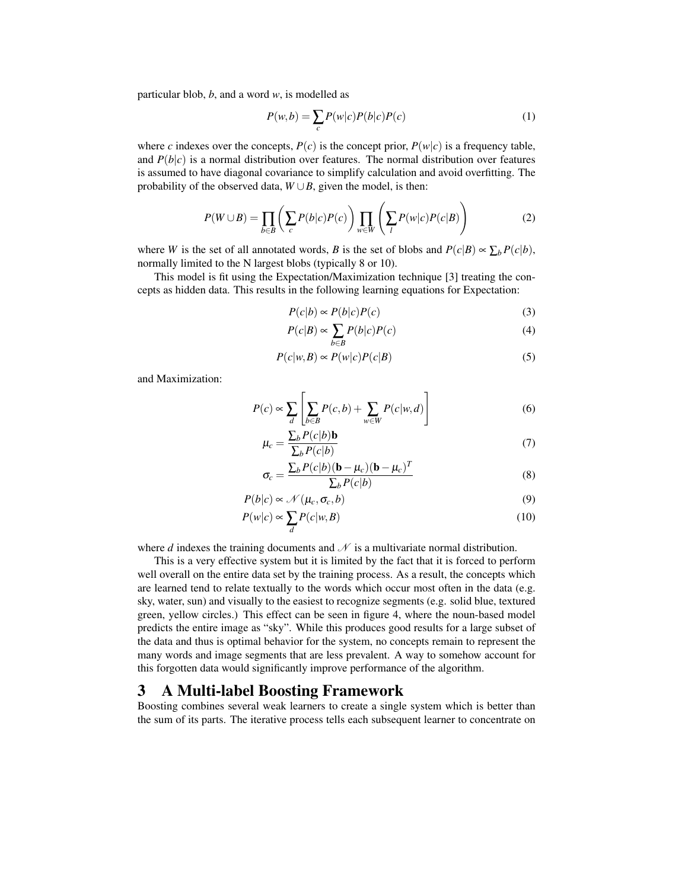particular blob, $b$, and a word $w$, is modelled as

$$P(w,b) = \sum_c P(w|c)P(b|c)P(c) \tag{1}$$

where $c$ indexes over the concepts, $P(c)$ is the concept prior, $P(w|c)$ is a frequency table, and $P(b|c)$ is a normal distribution over features. The normal distribution over features is assumed to have diagonal covariance to simplify calculation and avoid overfitting. The probability of the observed data, $W \cup B$, given the model, is then:

$$P(W \cup B) = \prod_{b \in B} \left( \sum_c P(b|c)P(c) \right) \prod_{w \in W} \left( \sum_l P(w|c)P(c|B) \right) \tag{2}$$

where $W$ is the set of all annotated words, $B$ is the set of blobs and $P(c|B) \propto \sum_b P(c|b)$, normally limited to the N largest blobs (typically 8 or 10).

This model is fit using the Expectation/Maximization technique [3] treating the concepts as hidden data. This results in the following learning equations for Expectation:

$$P(c|b) \propto P(b|c)P(c) \tag{3}$$

$$P(c|B) \propto \sum_{b \in B} P(b|c)P(c) \tag{4}$$

$$P(c|w,B) \propto P(w|c)P(c|B) \tag{5}$$

and Maximization:

$$P(c) \propto \sum_d \left[ \sum_{b \in B} P(c,b) + \sum_{w \in W} P(c|w,d) \right] \tag{6}$$

$$\mu_c = \frac{\sum_b P(c|b)\mathbf{b}}{\sum_b P(c|b)} \tag{7}$$

$$\sigma_c = \frac{\sum_b P(c|b)(\mathbf{b} - \mu_c)(\mathbf{b} - \mu_c)^T}{\sum_b P(c|b)} \tag{8}$$

$$P(b|c) \propto \mathcal{N}(\mu_c, \sigma_c, b) \tag{9}$$

$$P(w|c) \propto \sum_d P(c|w,B) \tag{10}$$

where $d$ indexes the training documents and $\mathcal{N}$ is a multivariate normal distribution.

This is a very effective system but it is limited by the fact that it is forced to perform well overall on the entire data set by the training process. As a result, the concepts which are learned tend to relate textually to the words which occur most often in the data (e.g. sky, water, sun) and visually to the easiest to recognize segments (e.g. solid blue, textured green, yellow circles.) This effect can be seen in figure 4, where the noun-based model predicts the entire image as "sky". While this produces good results for a large subset of the data and thus is optimal behavior for the system, no concepts remain to represent the many words and image segments that are less prevalent. A way to somehow account for this forgotten data would significantly improve performance of the algorithm.

## 3 A Multi-label Boosting Framework

Boosting combines several weak learners to create a single system which is better than the sum of its parts. The iterative process tells each subsequent learner to concentrate on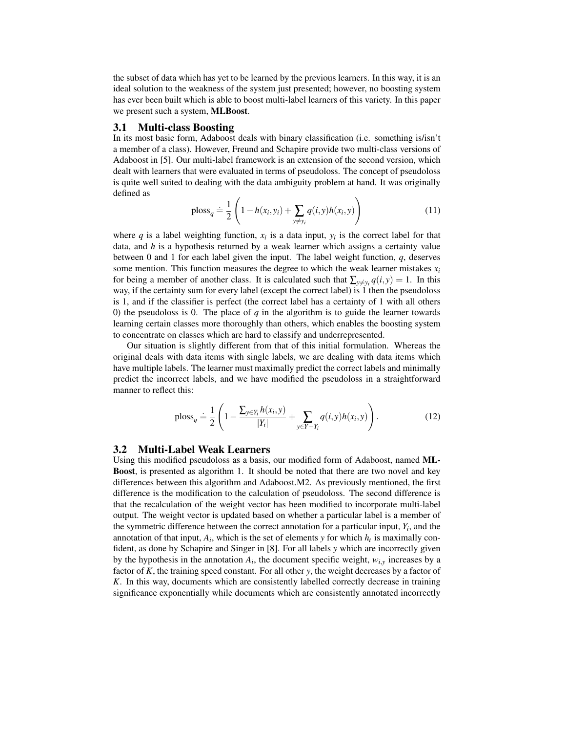the subset of data which has yet to be learned by the previous learners. In this way, it is an ideal solution to the weakness of the system just presented; however, no boosting system has ever been built which is able to boost multi-label learners of this variety. In this paper we present such a system, **MLBoost**.

### 3.1 Multi-class Boosting

In its most basic form, Adaboost deals with binary classification (i.e. something is/isn't a member of a class). However, Freund and Schapire provide two multi-class versions of Adaboost in [5]. Our multi-label framework is an extension of the second version, which dealt with learners that were evaluated in terms of pseudoloss. The concept of pseudoloss is quite well suited to dealing with the data ambiguity problem at hand. It was originally defined as

$$\text{ploss}_q \doteq \frac{1}{2}\left(1 - h(x_i, y_i) + \sum_{y \neq y_i} q(i, y) h(x_i, y)\right) \tag{11}$$

where $q$ is a label weighting function, $x_i$ is a data input, $y_i$ is the correct label for that data, and $h$ is a hypothesis returned by a weak learner which assigns a certainty value between 0 and 1 for each label given the input. The label weight function, $q$, deserves some mention. This function measures the degree to which the weak learner mistakes $x_i$ for being a member of another class. It is calculated such that $\sum_{y \neq y_i} q(i, y) = 1$. In this way, if the certainty sum for every label (except the correct label) is 1 then the pseudoloss is 1, and if the classifier is perfect (the correct label has a certainty of 1 with all others 0) the pseudoloss is 0. The place of $q$ in the algorithm is to guide the learner towards learning certain classes more thoroughly than others, which enables the boosting system to concentrate on classes which are hard to classify and underrepresented.

Our situation is slightly different from that of this initial formulation. Whereas the original deals with data items with single labels, we are dealing with data items which have multiple labels. The learner must maximally predict the correct labels and minimally predict the incorrect labels, and we have modified the pseudoloss in a straightforward manner to reflect this:

$$\text{ploss}_q \doteq \frac{1}{2}\left(1 - \frac{\sum_{y \in Y_i} h(x_i, y)}{|Y_i|} + \sum_{y \in Y - Y_i} q(i, y) h(x_i, y)\right). \tag{12}$$

### 3.2 Multi-Label Weak Learners

Using this modified pseudoloss as a basis, our modified form of Adaboost, named **MLBoost**, is presented as algorithm 1. It should be noted that there are two novel and key differences between this algorithm and Adaboost.M2. As previously mentioned, the first difference is the modification to the calculation of pseudoloss. The second difference is that the recalculation of the weight vector has been modified to incorporate multi-label output. The weight vector is updated based on whether a particular label is a member of the symmetric difference between the correct annotation for a particular input, $Y_i$, and the annotation of that input, $A_i$, which is the set of elements $y$ for which $h_t$ is maximally confident, as done by Schapire and Singer in [8]. For all labels $y$ which are incorrectly given by the hypothesis in the annotation $A_i$, the document specific weight, $w_{i,y}$ increases by a factor of $K$, the training speed constant. For all other $y$, the weight decreases by a factor of $K$. In this way, documents which are consistently labelled correctly decrease in training significance exponentially while documents which are consistently annotated incorrectly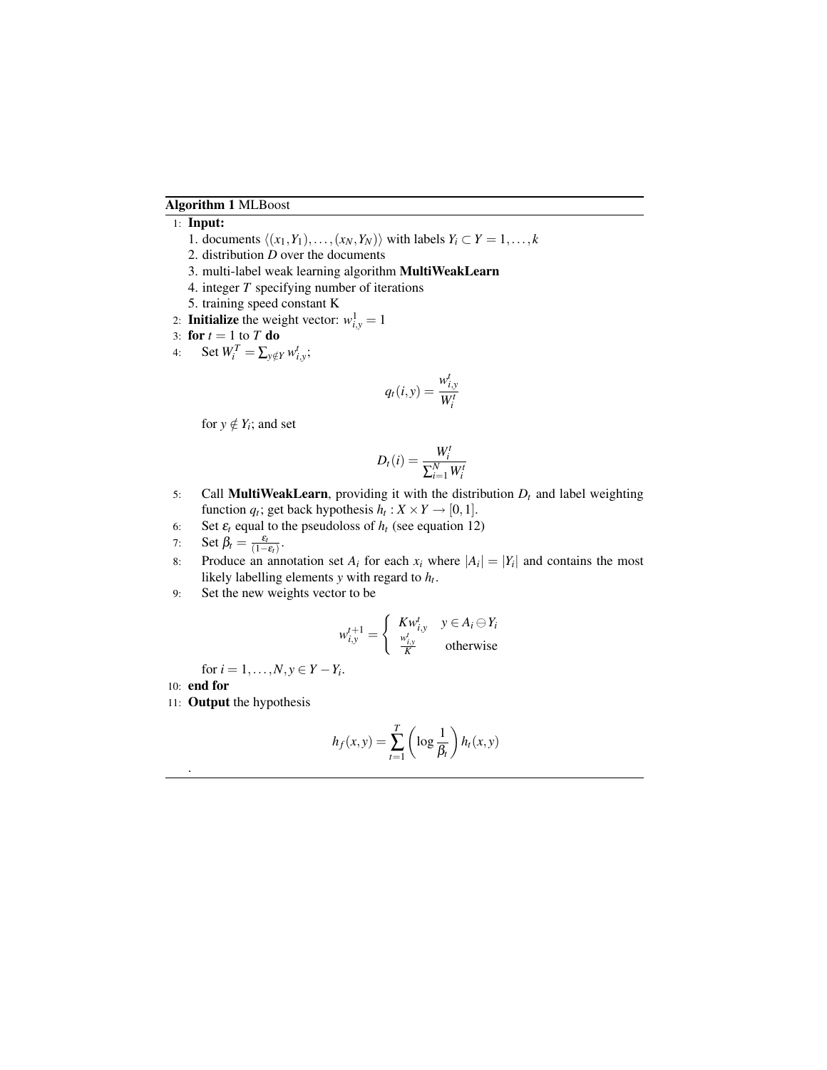**Algorithm 1** MLBoost

1: **Input:**

1. documents $\langle (x_1, Y_1), \ldots, (x_N, Y_N) \rangle$ with labels $Y_i \subset Y = 1, \ldots, k$
2. distribution $D$ over the documents
3. multi-label weak learning algorithm **MultiWeakLearn**
4. integer $T$ specifying number of iterations
5. training speed constant K

2: **Initialize** the weight vector: $w^1_{i,y} = 1$

3: **for** $t = 1$ to $T$ **do**

4: Set $W^T_i = \sum_{y \notin Y} w^t_{i,y}$;

$$q_t(i,y) = \frac{w^t_{i,y}}{W^t_i}$$

for $y \notin Y_i$; and set

$$D_t(i) = \frac{W^t_i}{\sum_{i=1}^{N} W^t_i}$$

5: Call **MultiWeakLearn**, providing it with the distribution $D_t$ and label weighting function $q_t$; get back hypothesis $h_t : X \times Y \rightarrow [0,1]$.

6: Set $\varepsilon_t$ equal to the pseudoloss of $h_t$ (see equation 12)

7: Set $\beta_t = \frac{\varepsilon_t}{(1-\varepsilon_t)}$.

8: Produce an annotation set $A_i$ for each $x_i$ where $|A_i| = |Y_i|$ and contains the most likely labelling elements $y$ with regard to $h_t$.

9: Set the new weights vector to be

$$w^{t+1}_{i,y} = \begin{cases} K w^t_{i,y} & y \in A_i \ominus Y_i \\ \frac{w^t_{i,y}}{K} & \text{otherwise} \end{cases}$$

for $i = 1, \ldots, N, y \in Y - Y_i$.

10: **end for**

11: **Output** the hypothesis

$$h_f(x,y) = \sum_{t=1}^{T} \left( \log \frac{1}{\beta_t} \right) h_t(x,y)$$

.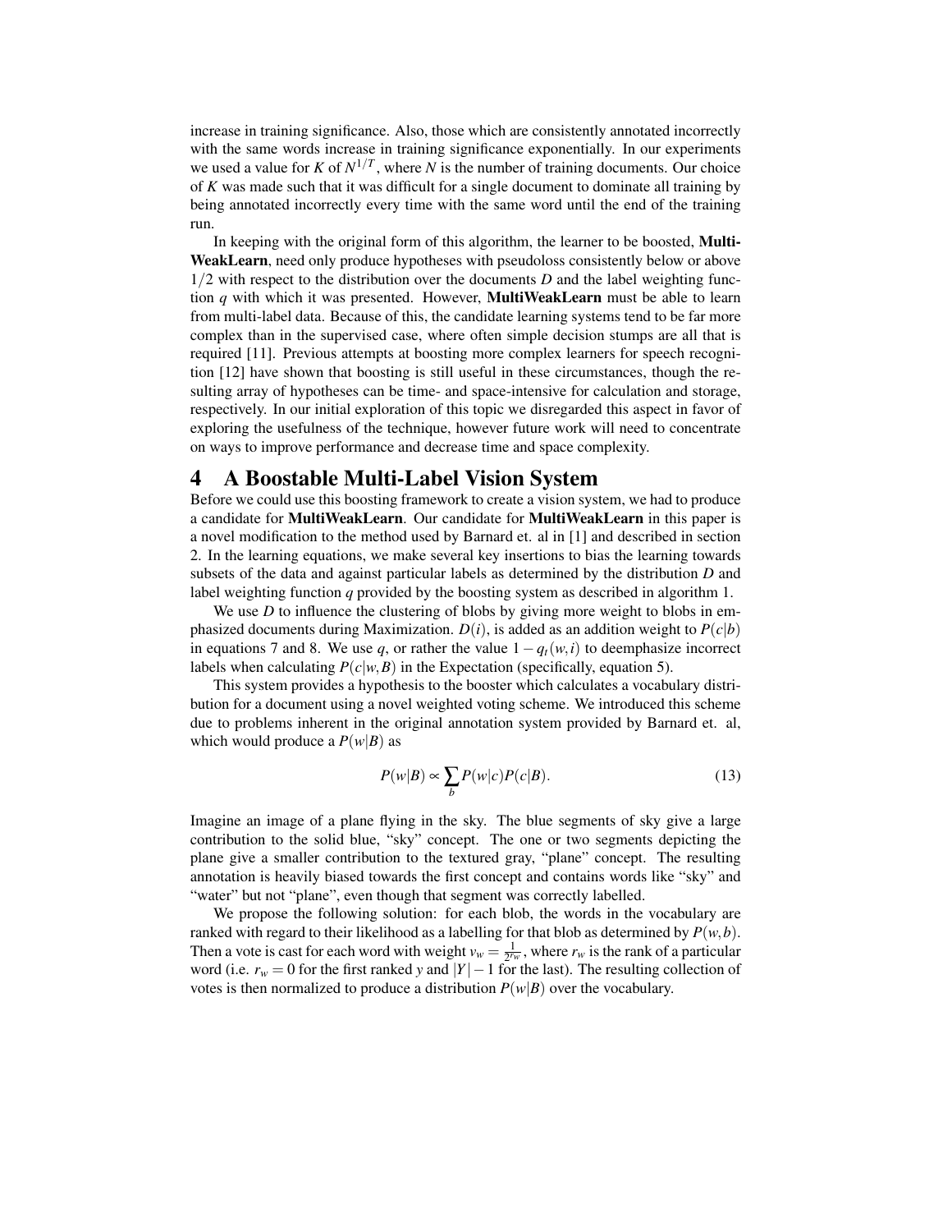increase in training significance. Also, those which are consistently annotated incorrectly with the same words increase in training significance exponentially. In our experiments we used a value for $K$ of $N^{1/T}$, where $N$ is the number of training documents. Our choice of $K$ was made such that it was difficult for a single document to dominate all training by being annotated incorrectly every time with the same word until the end of the training run.

In keeping with the original form of this algorithm, the learner to be boosted, **MultiWeakLearn**, need only produce hypotheses with pseudoloss consistently below or above $1/2$ with respect to the distribution over the documents $D$ and the label weighting function $q$ with which it was presented. However, **MultiWeakLearn** must be able to learn from multi-label data. Because of this, the candidate learning systems tend to be far more complex than in the supervised case, where often simple decision stumps are all that is required [11]. Previous attempts at boosting more complex learners for speech recognition [12] have shown that boosting is still useful in these circumstances, though the resulting array of hypotheses can be time- and space-intensive for calculation and storage, respectively. In our initial exploration of this topic we disregarded this aspect in favor of exploring the usefulness of the technique, however future work will need to concentrate on ways to improve performance and decrease time and space complexity.

# 4 A Boostable Multi-Label Vision System

Before we could use this boosting framework to create a vision system, we had to produce a candidate for **MultiWeakLearn**. Our candidate for **MultiWeakLearn** in this paper is a novel modification to the method used by Barnard et. al in [1] and described in section 2. In the learning equations, we make several key insertions to bias the learning towards subsets of the data and against particular labels as determined by the distribution $D$ and label weighting function $q$ provided by the boosting system as described in algorithm 1.

We use $D$ to influence the clustering of blobs by giving more weight to blobs in emphasized documents during Maximization. $D(i)$, is added as an addition weight to $P(c|b)$ in equations 7 and 8. We use $q$, or rather the value $1-q_t(w,i)$ to deemphasize incorrect labels when calculating $P(c|w,B)$ in the Expectation (specifically, equation 5).

This system provides a hypothesis to the booster which calculates a vocabulary distribution for a document using a novel weighted voting scheme. We introduced this scheme due to problems inherent in the original annotation system provided by Barnard et. al, which would produce a $P(w|B)$ as

$$P(w|B) \propto \sum_{b} P(w|c)P(c|B). \tag{13}$$

Imagine an image of a plane flying in the sky. The blue segments of sky give a large contribution to the solid blue, "sky" concept. The one or two segments depicting the plane give a smaller contribution to the textured gray, "plane" concept. The resulting annotation is heavily biased towards the first concept and contains words like "sky" and "water" but not "plane", even though that segment was correctly labelled.

We propose the following solution: for each blob, the words in the vocabulary are ranked with regard to their likelihood as a labelling for that blob as determined by $P(w,b)$. Then a vote is cast for each word with weight $v_w = \frac{1}{2^{r_w}}$, where $r_w$ is the rank of a particular word (i.e. $r_w = 0$ for the first ranked $y$ and $|Y|-1$ for the last). The resulting collection of votes is then normalized to produce a distribution $P(w|B)$ over the vocabulary.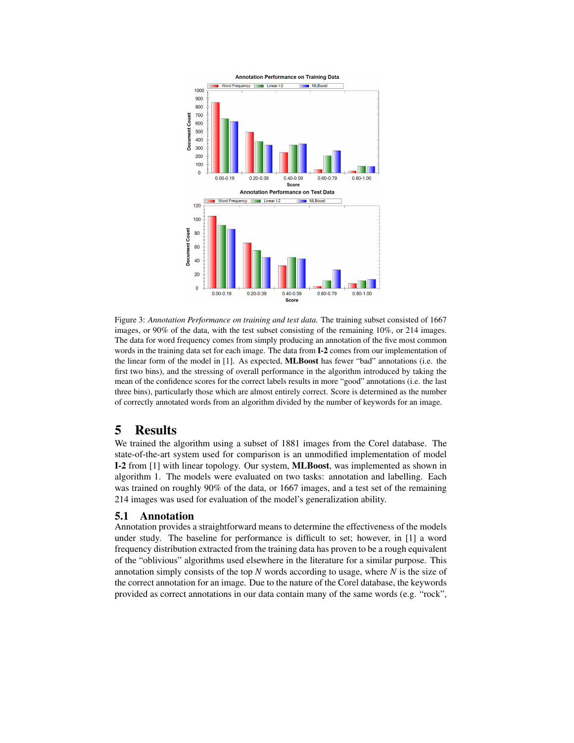Figure 3: *Annotation Performance on training and test data.* The training subset consisted of 1667 images, or 90% of the data, with the test subset consisting of the remaining 10%, or 214 images. The data for word frequency comes from simply producing an annotation of the five most common words in the training data set for each image. The data from **I-2** comes from our implementation of the linear form of the model in [1]. As expected, **MLBoost** has fewer "bad" annotations (i.e. the first two bins), and the stressing of overall performance in the algorithm introduced by taking the mean of the confidence scores for the correct labels results in more "good" annotations (i.e. the last three bins), particularly those which are almost entirely correct. Score is determined as the number of correctly annotated words from an algorithm divided by the number of keywords for an image.

# 5 Results

We trained the algorithm using a subset of 1881 images from the Corel database. The state-of-the-art system used for comparison is an unmodified implementation of model **I-2** from [1] with linear topology. Our system, **MLBoost**, was implemented as shown in algorithm 1. The models were evaluated on two tasks: annotation and labelling. Each was trained on roughly 90% of the data, or 1667 images, and a test set of the remaining 214 images was used for evaluation of the model's generalization ability.

## 5.1 Annotation

Annotation provides a straightforward means to determine the effectiveness of the models under study. The baseline for performance is difficult to set; however, in [1] a word frequency distribution extracted from the training data has proven to be a rough equivalent of the "oblivious" algorithms used elsewhere in the literature for a similar purpose. This annotation simply consists of the top $N$ words according to usage, where $N$ is the size of the correct annotation for an image. Due to the nature of the Corel database, the keywords provided as correct annotations in our data contain many of the same words (e.g. "rock",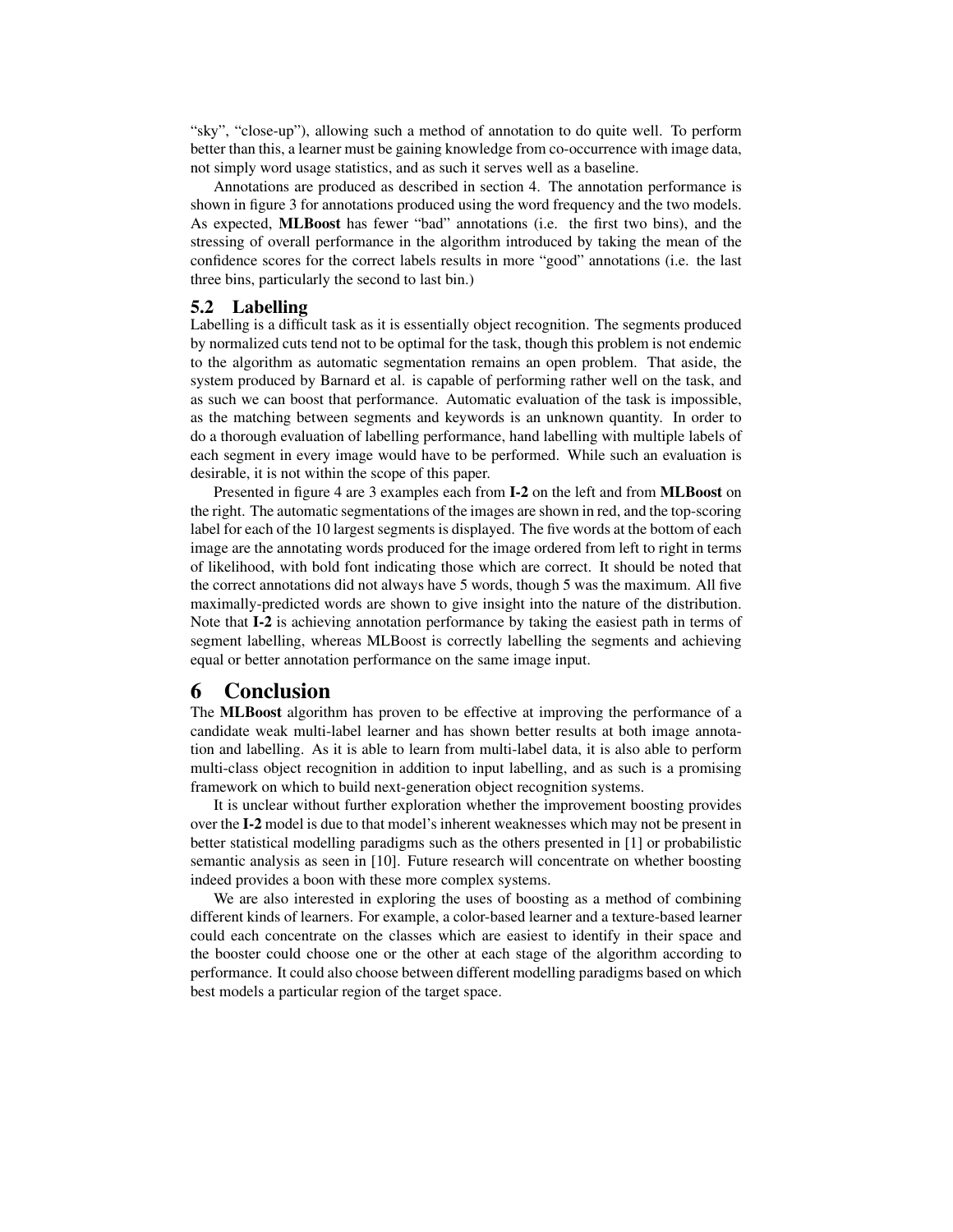"sky", "close-up"), allowing such a method of annotation to do quite well. To perform better than this, a learner must be gaining knowledge from co-occurrence with image data, not simply word usage statistics, and as such it serves well as a baseline.

Annotations are produced as described in section 4. The annotation performance is shown in figure 3 for annotations produced using the word frequency and the two models. As expected, **MLBoost** has fewer "bad" annotations (i.e. the first two bins), and the stressing of overall performance in the algorithm introduced by taking the mean of the confidence scores for the correct labels results in more "good" annotations (i.e. the last three bins, particularly the second to last bin.)

### 5.2 Labelling

Labelling is a difficult task as it is essentially object recognition. The segments produced by normalized cuts tend not to be optimal for the task, though this problem is not endemic to the algorithm as automatic segmentation remains an open problem. That aside, the system produced by Barnard et al. is capable of performing rather well on the task, and as such we can boost that performance. Automatic evaluation of the task is impossible, as the matching between segments and keywords is an unknown quantity. In order to do a thorough evaluation of labelling performance, hand labelling with multiple labels of each segment in every image would have to be performed. While such an evaluation is desirable, it is not within the scope of this paper.

Presented in figure 4 are 3 examples each from **I-2** on the left and from **MLBoost** on the right. The automatic segmentations of the images are shown in red, and the top-scoring label for each of the 10 largest segments is displayed. The five words at the bottom of each image are the annotating words produced for the image ordered from left to right in terms of likelihood, with bold font indicating those which are correct. It should be noted that the correct annotations did not always have 5 words, though 5 was the maximum. All five maximally-predicted words are shown to give insight into the nature of the distribution. Note that **I-2** is achieving annotation performance by taking the easiest path in terms of segment labelling, whereas MLBoost is correctly labelling the segments and achieving equal or better annotation performance on the same image input.

## 6 Conclusion

The **MLBoost** algorithm has proven to be effective at improving the performance of a candidate weak multi-label learner and has shown better results at both image annotation and labelling. As it is able to learn from multi-label data, it is also able to perform multi-class object recognition in addition to input labelling, and as such is a promising framework on which to build next-generation object recognition systems.

It is unclear without further exploration whether the improvement boosting provides over the **I-2** model is due to that model's inherent weaknesses which may not be present in better statistical modelling paradigms such as the others presented in [1] or probabilistic semantic analysis as seen in [10]. Future research will concentrate on whether boosting indeed provides a boon with these more complex systems.

We are also interested in exploring the uses of boosting as a method of combining different kinds of learners. For example, a color-based learner and a texture-based learner could each concentrate on the classes which are easiest to identify in their space and the booster could choose one or the other at each stage of the algorithm according to performance. It could also choose between different modelling paradigms based on which best models a particular region of the target space.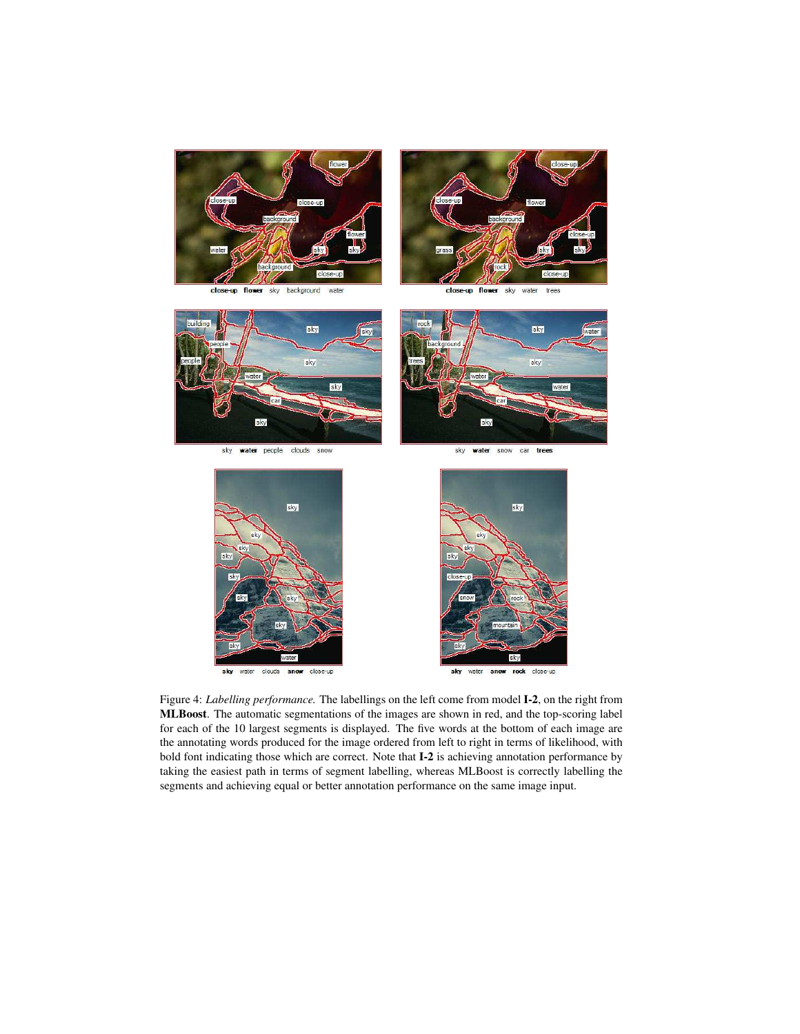Figure 4: *Labelling performance.* The labellings on the left come from model **I-2**, on the right from **MLBoost**. The automatic segmentations of the images are shown in red, and the top-scoring label for each of the 10 largest segments is displayed. The five words at the bottom of each image are the annotating words produced for the image ordered from left to right in terms of likelihood, with bold font indicating those which are correct. Note that **I-2** is achieving annotation performance by taking the easiest path in terms of segment labelling, whereas MLBoost is correctly labelling the segments and achieving equal or better annotation performance on the same image input.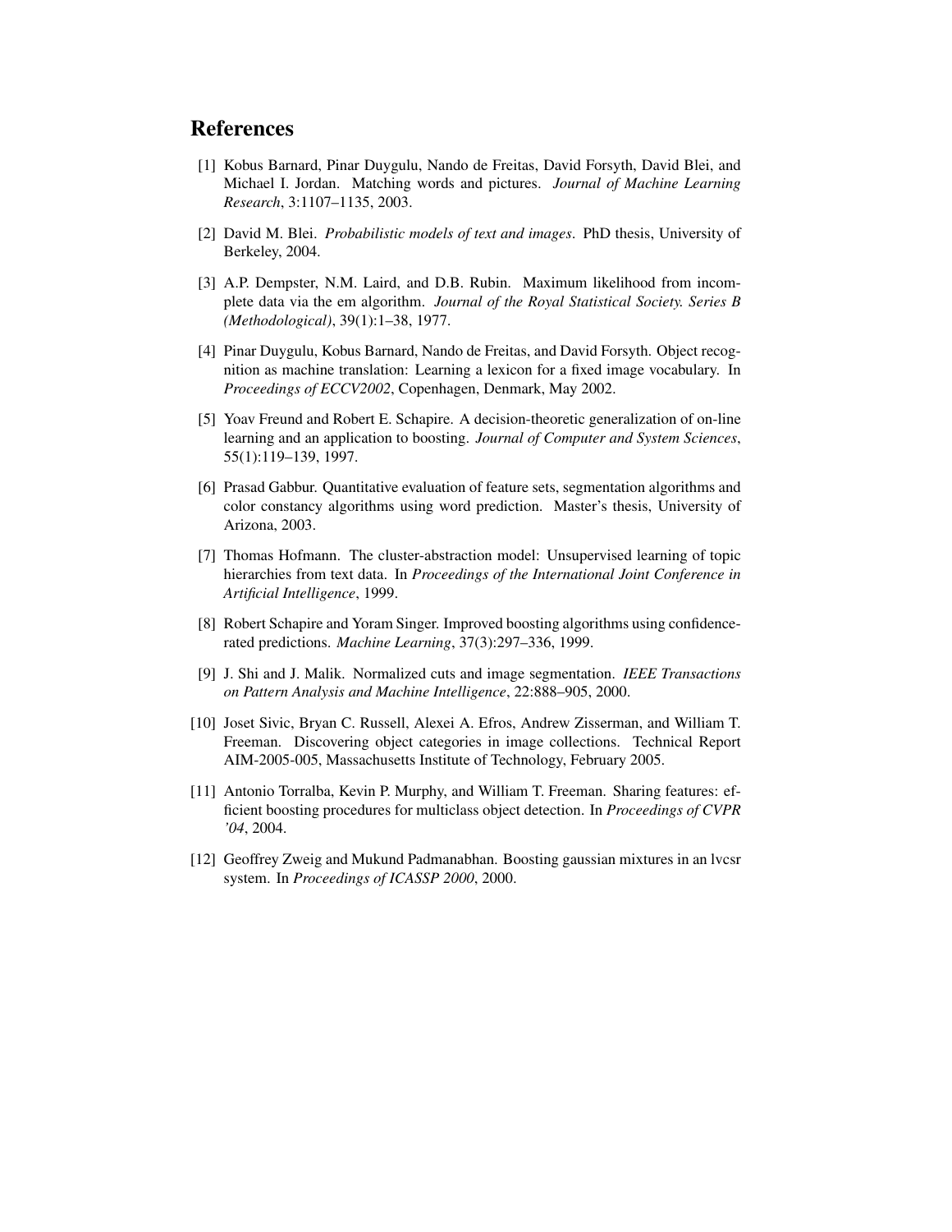## References

[1] Kobus Barnard, Pinar Duygulu, Nando de Freitas, David Forsyth, David Blei, and Michael I. Jordan. Matching words and pictures. *Journal of Machine Learning Research*, 3:1107–1135, 2003.

[2] David M. Blei. *Probabilistic models of text and images*. PhD thesis, University of Berkeley, 2004.

[3] A.P. Dempster, N.M. Laird, and D.B. Rubin. Maximum likelihood from incomplete data via the em algorithm. *Journal of the Royal Statistical Society. Series B (Methodological)*, 39(1):1–38, 1977.

[4] Pinar Duygulu, Kobus Barnard, Nando de Freitas, and David Forsyth. Object recognition as machine translation: Learning a lexicon for a fixed image vocabulary. In *Proceedings of ECCV2002*, Copenhagen, Denmark, May 2002.

[5] Yoav Freund and Robert E. Schapire. A decision-theoretic generalization of on-line learning and an application to boosting. *Journal of Computer and System Sciences*, 55(1):119–139, 1997.

[6] Prasad Gabbur. Quantitative evaluation of feature sets, segmentation algorithms and color constancy algorithms using word prediction. Master's thesis, University of Arizona, 2003.

[7] Thomas Hofmann. The cluster-abstraction model: Unsupervised learning of topic hierarchies from text data. In *Proceedings of the International Joint Conference in Artificial Intelligence*, 1999.

[8] Robert Schapire and Yoram Singer. Improved boosting algorithms using confidence-rated predictions. *Machine Learning*, 37(3):297–336, 1999.

[9] J. Shi and J. Malik. Normalized cuts and image segmentation. *IEEE Transactions on Pattern Analysis and Machine Intelligence*, 22:888–905, 2000.

[10] Joset Sivic, Bryan C. Russell, Alexei A. Efros, Andrew Zisserman, and William T. Freeman. Discovering object categories in image collections. Technical Report AIM-2005-005, Massachusetts Institute of Technology, February 2005.

[11] Antonio Torralba, Kevin P. Murphy, and William T. Freeman. Sharing features: efficient boosting procedures for multiclass object detection. In *Proceedings of CVPR '04*, 2004.

[12] Geoffrey Zweig and Mukund Padmanabhan. Boosting gaussian mixtures in an lvcsr system. In *Proceedings of ICASSP 2000*, 2000.